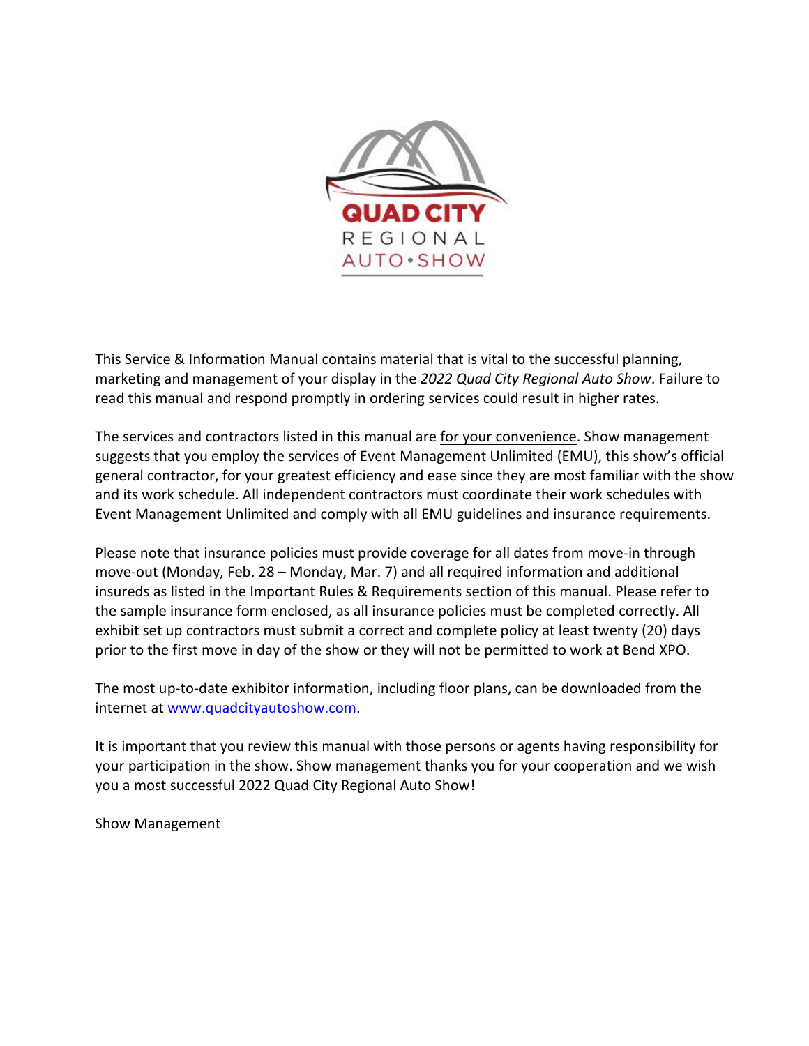QUAD CITY

REGIONAL

AUTO•SHOW

This Service & Information Manual contains material that is vital to the successful planning, marketing and management of your display in the *2022 Quad City Regional Auto Show*. Failure to read this manual and respond promptly in ordering services could result in higher rates.

The services and contractors listed in this manual are for your convenience. Show management suggests that you employ the services of Event Management Unlimited (EMU), this show's official general contractor, for your greatest efficiency and ease since they are most familiar with the show and its work schedule. All independent contractors must coordinate their work schedules with Event Management Unlimited and comply with all EMU guidelines and insurance requirements.

Please note that insurance policies must provide coverage for all dates from move-in through move-out (Monday, Feb. 28 – Monday, Mar. 7) and all required information and additional insureds as listed in the Important Rules & Requirements section of this manual. Please refer to the sample insurance form enclosed, as all insurance policies must be completed correctly. All exhibit set up contractors must submit a correct and complete policy at least twenty (20) days prior to the first move in day of the show or they will not be permitted to work at Bend XPO.

The most up-to-date exhibitor information, including floor plans, can be downloaded from the internet at www.quadcityautoshow.com.

It is important that you review this manual with those persons or agents having responsibility for your participation in the show. Show management thanks you for your cooperation and we wish you a most successful 2022 Quad City Regional Auto Show!

Show Management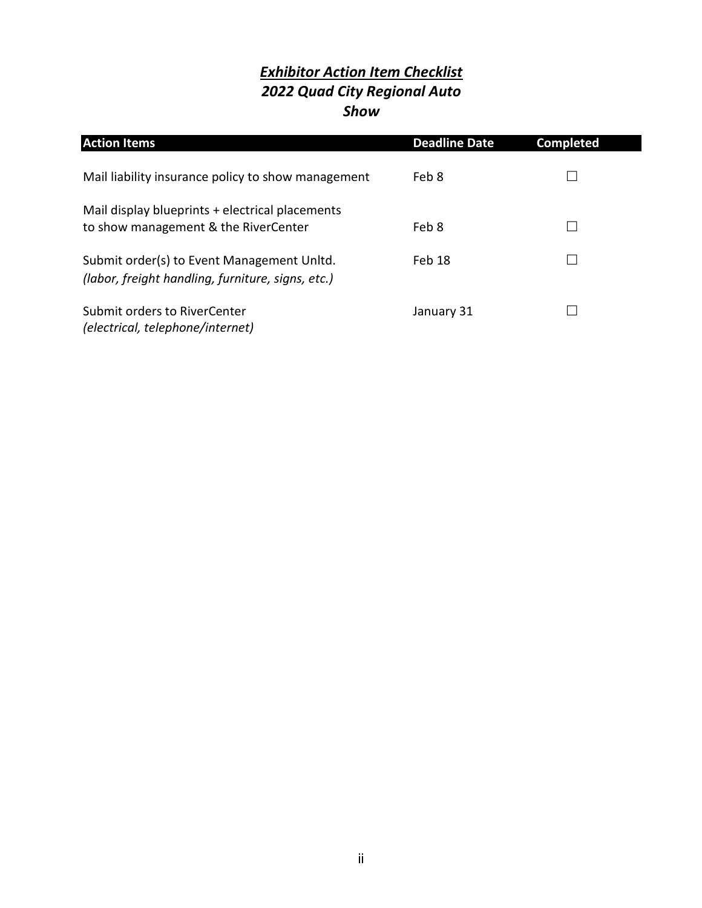# ***Exhibitor Action Item Checklist***
## *2022 Quad City Regional Auto Show*

| Action Items | Deadline Date | Completed |
|---|---|---|
| Mail liability insurance policy to show management | Feb 8 | ☐ |
| Mail display blueprints + electrical placements to show management & the RiverCenter | Feb 8 | ☐ |
| Submit order(s) to Event Management Unltd. *(labor, freight handling, furniture, signs, etc.)* | Feb 18 | ☐ |
| Submit orders to RiverCenter *(electrical, telephone/internet)* | January 31 | ☐ |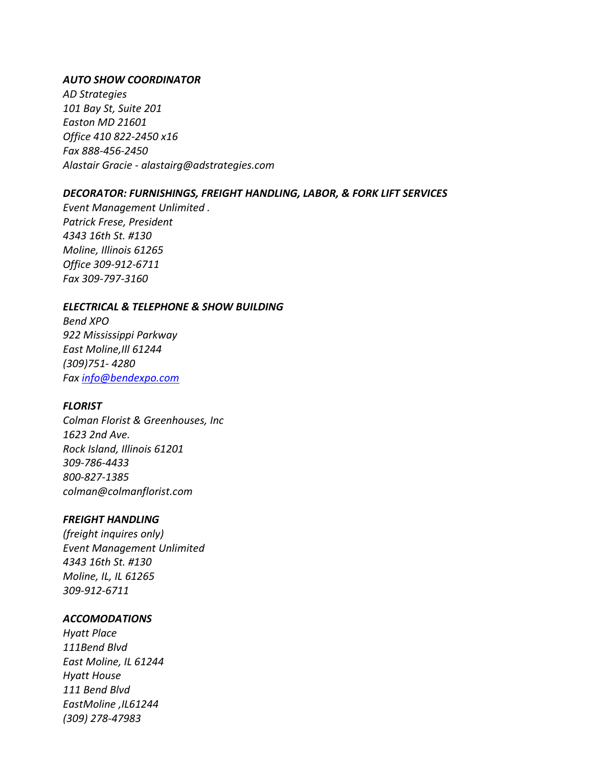***AUTO SHOW COORDINATOR***

*AD Strategies*
*101 Bay St, Suite 201*
*Easton MD 21601*
*Office 410 822-2450 x16*
*Fax 888-456-2450*
*Alastair Gracie - alastairg@adstrategies.com*

***DECORATOR: FURNISHINGS, FREIGHT HANDLING, LABOR, & FORK LIFT SERVICES***

*Event Management Unlimited .*
*Patrick Frese, President*
*4343 16th St. #130*
*Moline, Illinois 61265*
*Office 309-912-6711*
*Fax 309-797-3160*

***ELECTRICAL & TELEPHONE & SHOW BUILDING***

*Bend XPO*
*922 Mississippi Parkway*
*East Moline,Ill 61244*
*(309)751- 4280*
*Fax [info@bendexpo.com](mailto:info@bendexpo.com)*

***FLORIST***

*Colman Florist & Greenhouses, Inc*
*1623 2nd Ave.*
*Rock Island, Illinois 61201*
*309-786-4433*
*800-827-1385*
*colman@colmanflorist.com*

***FREIGHT HANDLING***

*(freight inquires only)*
*Event Management Unlimited*
*4343 16th St. #130*
*Moline, IL, IL 61265*
*309-912-6711*

***ACCOMODATIONS***

*Hyatt Place*
*111Bend Blvd*
*East Moline, IL 61244*
*Hyatt House*
*111 Bend Blvd*
*EastMoline ,IL61244*
*(309) 278-47983*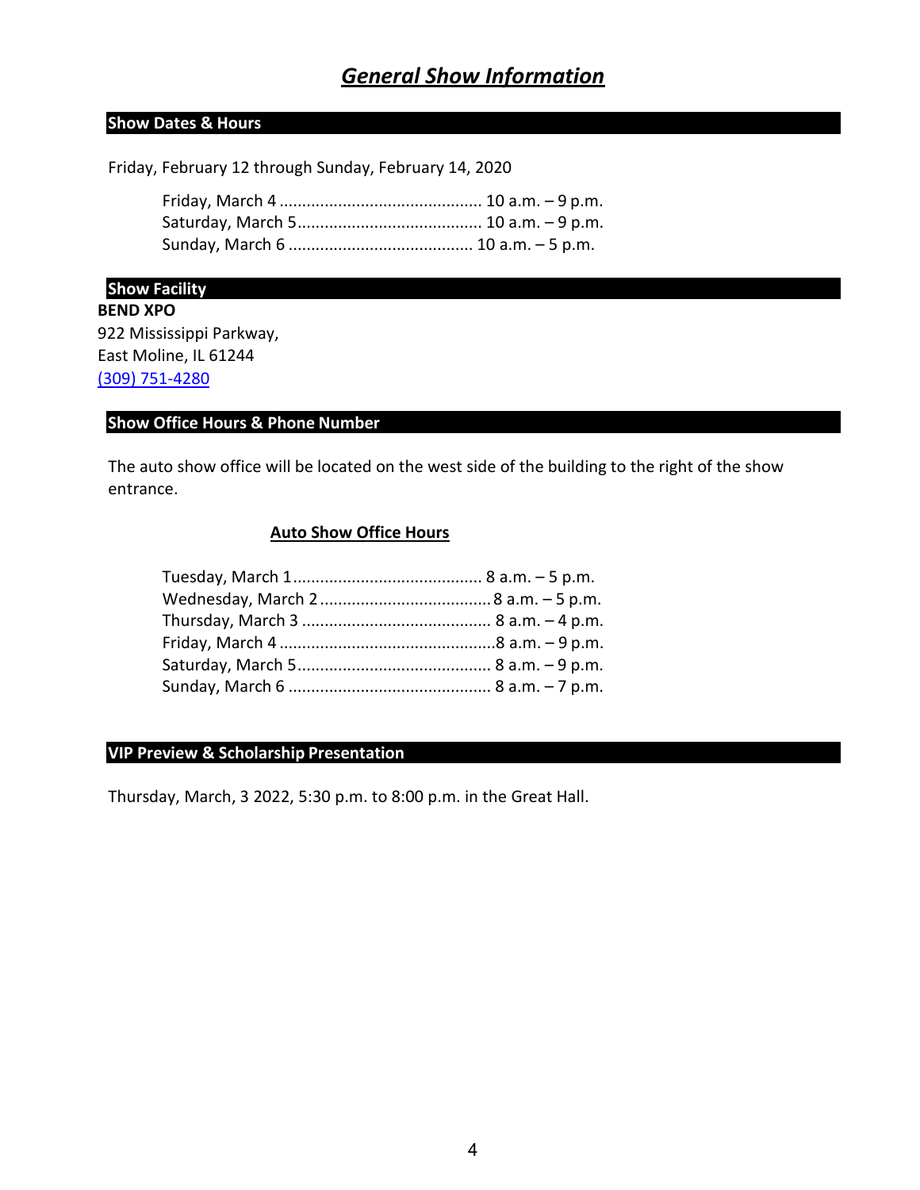# *General Show Information*

## Show Dates & Hours

Friday, February 12 through Sunday, February 14, 2020

Friday, March 4 ............................................ 10 a.m. – 9 p.m.
Saturday, March 5......................................... 10 a.m. – 9 p.m.
Sunday, March 6 ......................................... 10 a.m. – 5 p.m.

## Show Facility

**BEND XPO**
922 Mississippi Parkway,
East Moline, IL 61244
(309) 751-4280

## Show Office Hours & Phone Number

The auto show office will be located on the west side of the building to the right of the show entrance.

**Auto Show Office Hours**

Tuesday, March 1.......................................... 8 a.m. – 5 p.m.
Wednesday, March 2...................................... 8 a.m. – 5 p.m.
Thursday, March 3 .......................................... 8 a.m. – 4 p.m.
Friday, March 4 ................................................8 a.m. – 9 p.m.
Saturday, March 5........................................... 8 a.m. – 9 p.m.
Sunday, March 6 ............................................ 8 a.m. – 7 p.m.

## VIP Preview & Scholarship Presentation

Thursday, March, 3 2022, 5:30 p.m. to 8:00 p.m. in the Great Hall.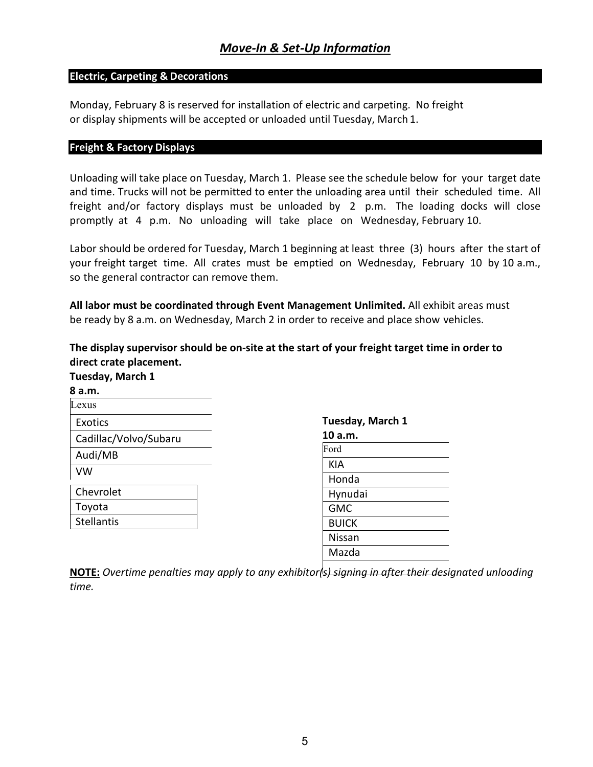## *Move-In & Set-Up Information*

### Electric, Carpeting & Decorations

Monday, February 8 is reserved for installation of electric and carpeting. No freight or display shipments will be accepted or unloaded until Tuesday, March 1.

### Freight & Factory Displays

Unloading will take place on Tuesday, March 1. Please see the schedule below for your target date and time. Trucks will not be permitted to enter the unloading area until their scheduled time. All freight and/or factory displays must be unloaded by 2 p.m. The loading docks will close promptly at 4 p.m. No unloading will take place on Wednesday, February 10.

Labor should be ordered for Tuesday, March 1 beginning at least three (3) hours after the start of your freight target time. All crates must be emptied on Wednesday, February 10 by 10 a.m., so the general contractor can remove them.

**All labor must be coordinated through Event Management Unlimited.** All exhibit areas must be ready by 8 a.m. on Wednesday, March 2 in order to receive and place show vehicles.

**The display supervisor should be on-site at the start of your freight target time in order to direct crate placement.**

**Tuesday, March 1**
**8 a.m.**

| |
|---|
| Lexus |
| Exotics |
| Cadillac/Volvo/Subaru |
| Audi/MB |
| VW |
| Chevrolet |
| Toyota |
| Stellantis |

**Tuesday, March 1**
**10 a.m.**

| |
|---|
| Ford |
| KIA |
| Honda |
| Hynudai |
| GMC |
| BUICK |
| Nissan |
| Mazda |

**NOTE:** *Overtime penalties may apply to any exhibitor(s) signing in after their designated unloading time.*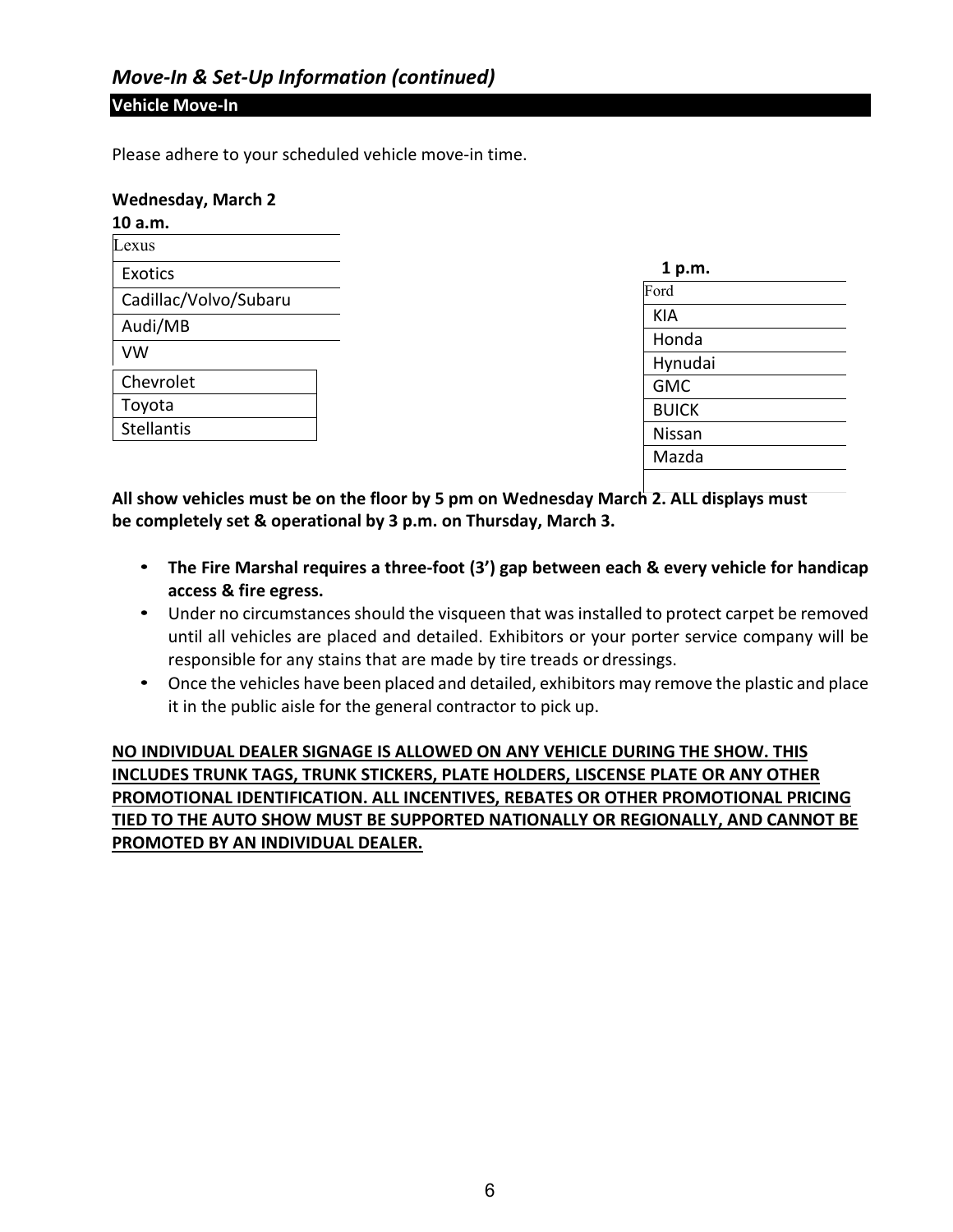## *Move-In & Set-Up Information (continued)*

### Vehicle Move-In

Please adhere to your scheduled vehicle move-in time.

**Wednesday, March 2**

| **10 a.m.** |
|---|
| Lexus |
| Exotics |
| Cadillac/Volvo/Subaru |
| Audi/MB |
| VW |
| Chevrolet |
| Toyota |
| Stellantis |

| **1 p.m.** |
|---|
| Ford |
| KIA |
| Honda |
| Hynudai |
| GMC |
| BUICK |
| Nissan |
| Mazda |

**All show vehicles must be on the floor by 5 pm on Wednesday March 2. ALL displays must be completely set & operational by 3 p.m. on Thursday, March 3.**

- **The Fire Marshal requires a three-foot (3') gap between each & every vehicle for handicap access & fire egress.**
- Under no circumstances should the visqueen that was installed to protect carpet be removed until all vehicles are placed and detailed. Exhibitors or your porter service company will be responsible for any stains that are made by tire treads or dressings.
- Once the vehicles have been placed and detailed, exhibitors may remove the plastic and place it in the public aisle for the general contractor to pick up.

<u>**NO INDIVIDUAL DEALER SIGNAGE IS ALLOWED ON ANY VEHICLE DURING THE SHOW. THIS INCLUDES TRUNK TAGS, TRUNK STICKERS, PLATE HOLDERS, LISCENSE PLATE OR ANY OTHER PROMOTIONAL IDENTIFICATION. ALL INCENTIVES, REBATES OR OTHER PROMOTIONAL PRICING TIED TO THE AUTO SHOW MUST BE SUPPORTED NATIONALLY OR REGIONALLY, AND CANNOT BE PROMOTED BY AN INDIVIDUAL DEALER.**</u>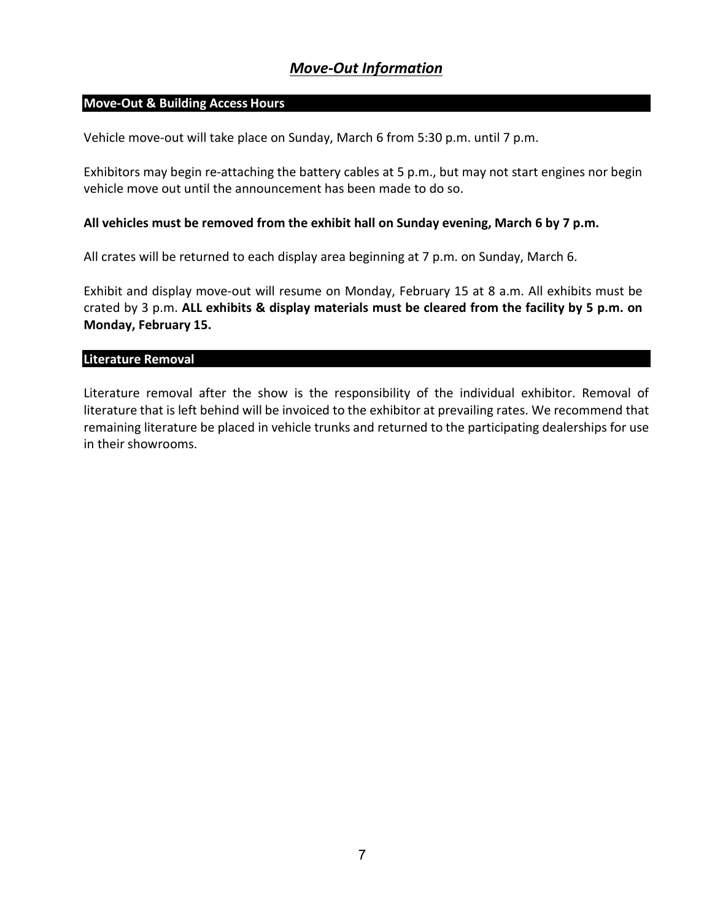## *Move-Out Information*

### Move-Out & Building Access Hours

Vehicle move-out will take place on Sunday, March 6 from 5:30 p.m. until 7 p.m.

Exhibitors may begin re-attaching the battery cables at 5 p.m., but may not start engines nor begin vehicle move out until the announcement has been made to do so.

**All vehicles must be removed from the exhibit hall on Sunday evening, March 6 by 7 p.m.**

All crates will be returned to each display area beginning at 7 p.m. on Sunday, March 6.

Exhibit and display move-out will resume on Monday, February 15 at 8 a.m. All exhibits must be crated by 3 p.m. **ALL exhibits & display materials must be cleared from the facility by 5 p.m. on Monday, February 15.**

### Literature Removal

Literature removal after the show is the responsibility of the individual exhibitor. Removal of literature that is left behind will be invoiced to the exhibitor at prevailing rates. We recommend that remaining literature be placed in vehicle trunks and returned to the participating dealerships for use in their showrooms.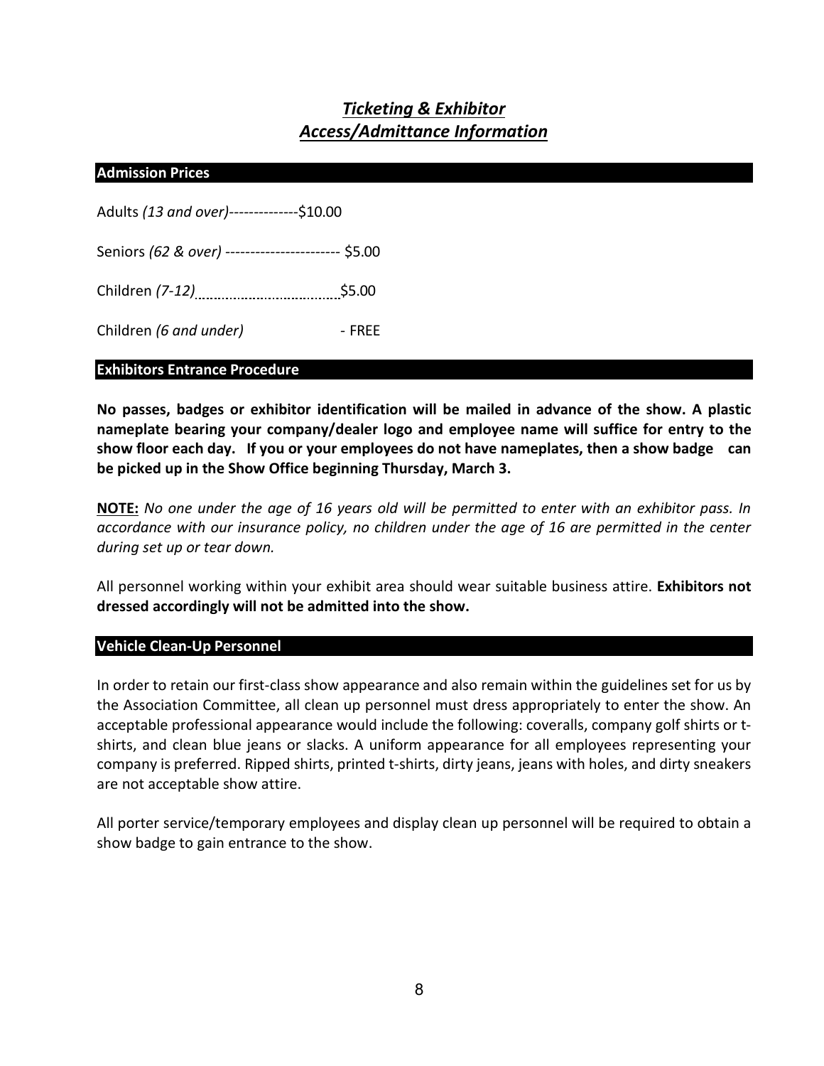# ***Ticketing & Exhibitor Access/Admittance Information***

## Admission Prices

Adults *(13 and over)*--------------$10.00

Seniors *(62 & over)* ----------------------- $5.00

Children *(7-12)*.................................$5.00

Children *(6 and under)* - FREE

## Exhibitors Entrance Procedure

**No passes, badges or exhibitor identification will be mailed in advance of the show. A plastic nameplate bearing your company/dealer logo and employee name will suffice for entry to the show floor each day. If you or your employees do not have nameplates, then a show badge can be picked up in the Show Office beginning Thursday, March 3.**

**<u>NOTE:</u>** *No one under the age of 16 years old will be permitted to enter with an exhibitor pass. In accordance with our insurance policy, no children under the age of 16 are permitted in the center during set up or tear down.*

All personnel working within your exhibit area should wear suitable business attire. **Exhibitors not dressed accordingly will not be admitted into the show.**

## Vehicle Clean-Up Personnel

In order to retain our first-class show appearance and also remain within the guidelines set for us by the Association Committee, all clean up personnel must dress appropriately to enter the show. An acceptable professional appearance would include the following: coveralls, company golf shirts or t-shirts, and clean blue jeans or slacks. A uniform appearance for all employees representing your company is preferred. Ripped shirts, printed t-shirts, dirty jeans, jeans with holes, and dirty sneakers are not acceptable show attire.

All porter service/temporary employees and display clean up personnel will be required to obtain a show badge to gain entrance to the show.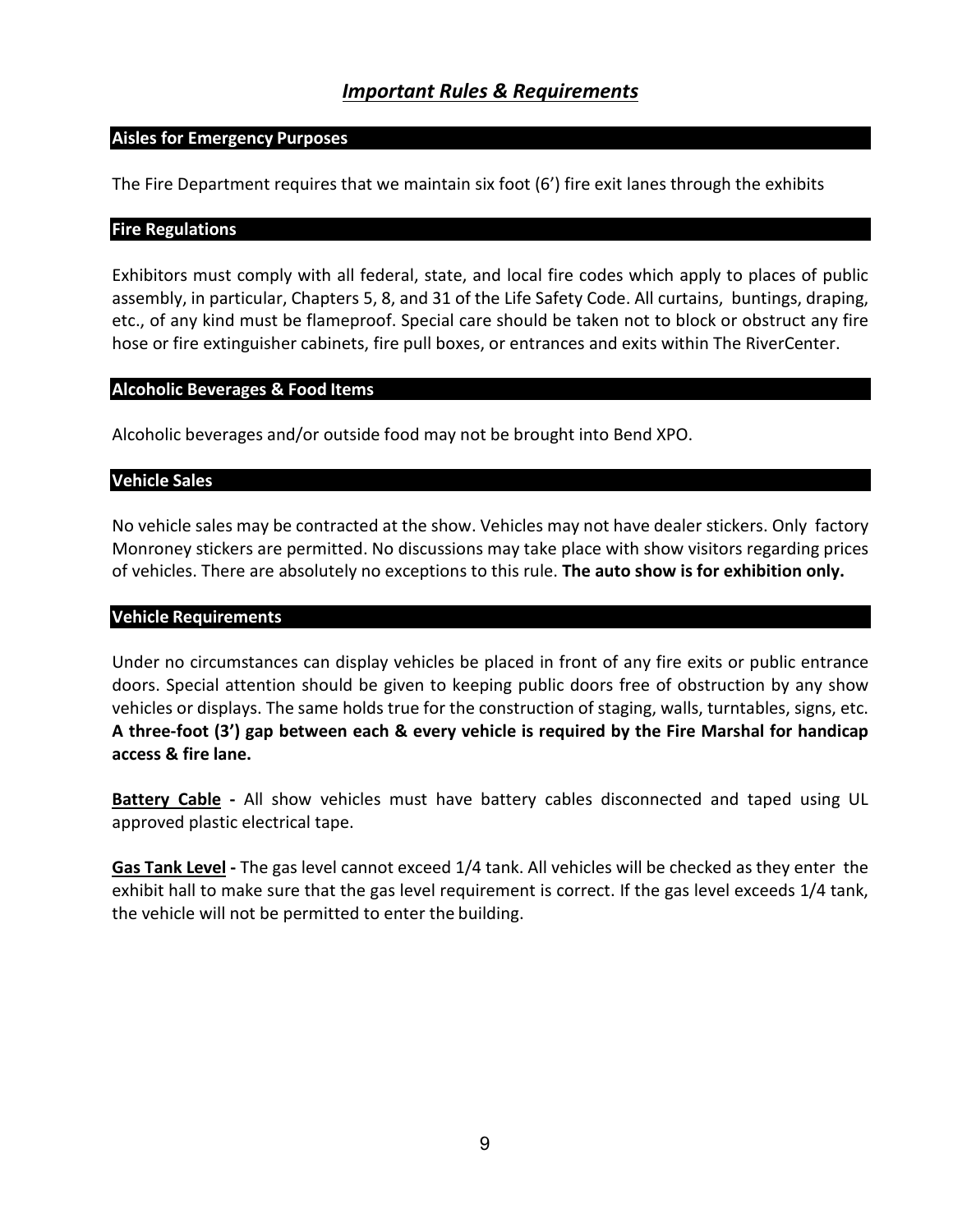# ***Important Rules & Requirements***

## Aisles for Emergency Purposes

The Fire Department requires that we maintain six foot (6') fire exit lanes through the exhibits

## Fire Regulations

Exhibitors must comply with all federal, state, and local fire codes which apply to places of public assembly, in particular, Chapters 5, 8, and 31 of the Life Safety Code. All curtains, buntings, draping, etc., of any kind must be flameproof. Special care should be taken not to block or obstruct any fire hose or fire extinguisher cabinets, fire pull boxes, or entrances and exits within The RiverCenter.

## Alcoholic Beverages & Food Items

Alcoholic beverages and/or outside food may not be brought into Bend XPO.

## Vehicle Sales

No vehicle sales may be contracted at the show. Vehicles may not have dealer stickers. Only factory Monroney stickers are permitted. No discussions may take place with show visitors regarding prices of vehicles. There are absolutely no exceptions to this rule. **The auto show is for exhibition only.**

## Vehicle Requirements

Under no circumstances can display vehicles be placed in front of any fire exits or public entrance doors. Special attention should be given to keeping public doors free of obstruction by any show vehicles or displays. The same holds true for the construction of staging, walls, turntables, signs, etc. **A three-foot (3') gap between each & every vehicle is required by the Fire Marshal for handicap access & fire lane.**

**Battery Cable -** All show vehicles must have battery cables disconnected and taped using UL approved plastic electrical tape.

**Gas Tank Level -** The gas level cannot exceed 1/4 tank. All vehicles will be checked as they enter the exhibit hall to make sure that the gas level requirement is correct. If the gas level exceeds 1/4 tank, the vehicle will not be permitted to enter the building.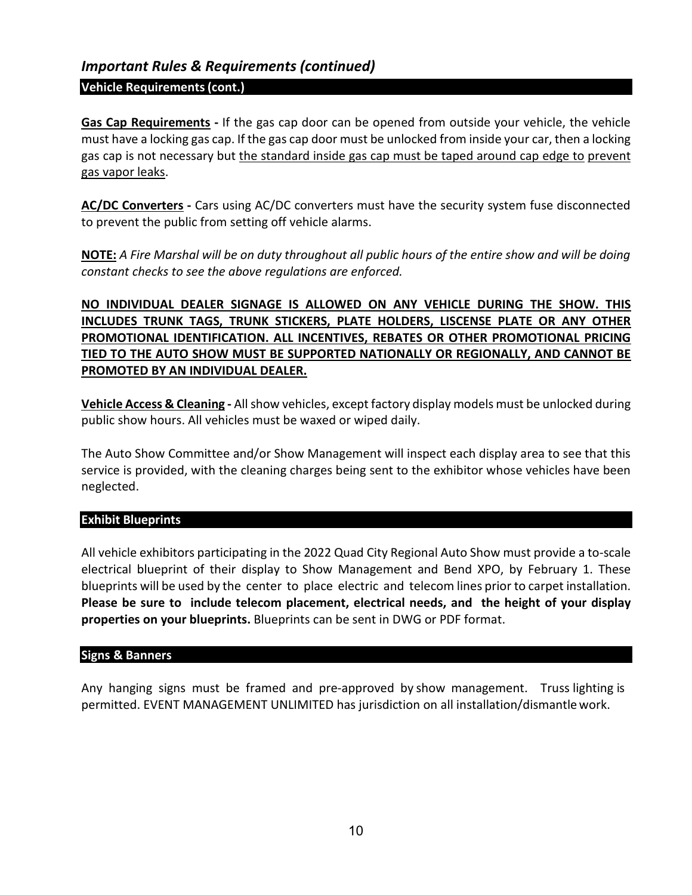## *Important Rules & Requirements (continued)*

### Vehicle Requirements (cont.)

**Gas Cap Requirements -** If the gas cap door can be opened from outside your vehicle, the vehicle must have a locking gas cap. If the gas cap door must be unlocked from inside your car, then a locking gas cap is not necessary but the standard inside gas cap must be taped around cap edge to prevent gas vapor leaks.

**AC/DC Converters -** Cars using AC/DC converters must have the security system fuse disconnected to prevent the public from setting off vehicle alarms.

**NOTE:** *A Fire Marshal will be on duty throughout all public hours of the entire show and will be doing constant checks to see the above regulations are enforced.*

**NO INDIVIDUAL DEALER SIGNAGE IS ALLOWED ON ANY VEHICLE DURING THE SHOW. THIS INCLUDES TRUNK TAGS, TRUNK STICKERS, PLATE HOLDERS, LISCENSE PLATE OR ANY OTHER PROMOTIONAL IDENTIFICATION. ALL INCENTIVES, REBATES OR OTHER PROMOTIONAL PRICING TIED TO THE AUTO SHOW MUST BE SUPPORTED NATIONALLY OR REGIONALLY, AND CANNOT BE PROMOTED BY AN INDIVIDUAL DEALER.**

**Vehicle Access & Cleaning -** All show vehicles, except factory display models must be unlocked during public show hours. All vehicles must be waxed or wiped daily.

The Auto Show Committee and/or Show Management will inspect each display area to see that this service is provided, with the cleaning charges being sent to the exhibitor whose vehicles have been neglected.

### Exhibit Blueprints

All vehicle exhibitors participating in the 2022 Quad City Regional Auto Show must provide a to-scale electrical blueprint of their display to Show Management and Bend XPO, by February 1. These blueprints will be used by the center to place electric and telecom lines prior to carpet installation. **Please be sure to include telecom placement, electrical needs, and the height of your display properties on your blueprints.** Blueprints can be sent in DWG or PDF format.

### Signs & Banners

Any hanging signs must be framed and pre-approved by show management. Truss lighting is permitted. EVENT MANAGEMENT UNLIMITED has jurisdiction on all installation/dismantle work.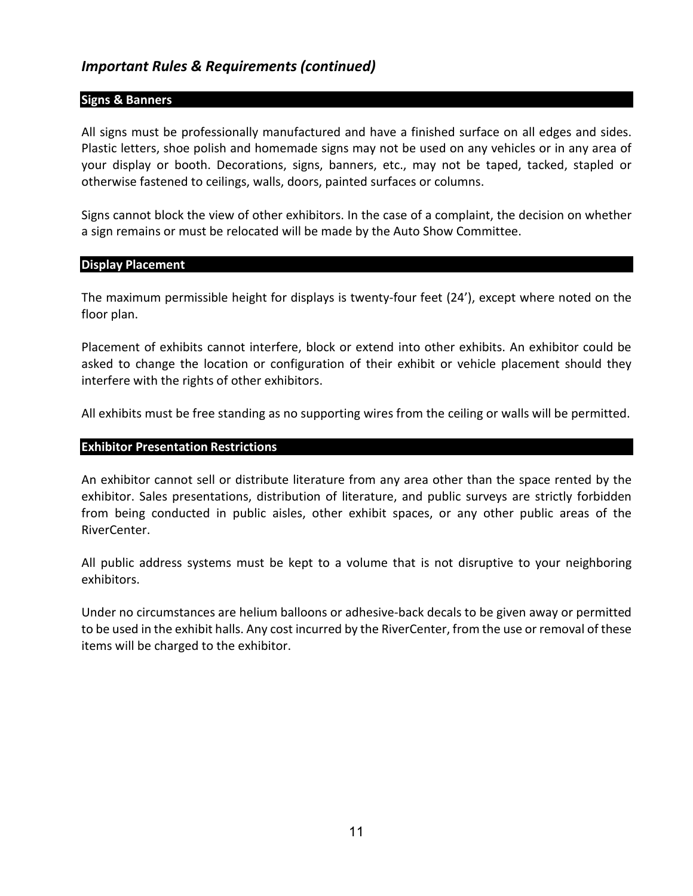## *Important Rules & Requirements (continued)*

### Signs & Banners

All signs must be professionally manufactured and have a finished surface on all edges and sides. Plastic letters, shoe polish and homemade signs may not be used on any vehicles or in any area of your display or booth. Decorations, signs, banners, etc., may not be taped, tacked, stapled or otherwise fastened to ceilings, walls, doors, painted surfaces or columns.

Signs cannot block the view of other exhibitors. In the case of a complaint, the decision on whether a sign remains or must be relocated will be made by the Auto Show Committee.

### Display Placement

The maximum permissible height for displays is twenty-four feet (24'), except where noted on the floor plan.

Placement of exhibits cannot interfere, block or extend into other exhibits. An exhibitor could be asked to change the location or configuration of their exhibit or vehicle placement should they interfere with the rights of other exhibitors.

All exhibits must be free standing as no supporting wires from the ceiling or walls will be permitted.

### Exhibitor Presentation Restrictions

An exhibitor cannot sell or distribute literature from any area other than the space rented by the exhibitor. Sales presentations, distribution of literature, and public surveys are strictly forbidden from being conducted in public aisles, other exhibit spaces, or any other public areas of the RiverCenter.

All public address systems must be kept to a volume that is not disruptive to your neighboring exhibitors.

Under no circumstances are helium balloons or adhesive-back decals to be given away or permitted to be used in the exhibit halls. Any cost incurred by the RiverCenter, from the use or removal of these items will be charged to the exhibitor.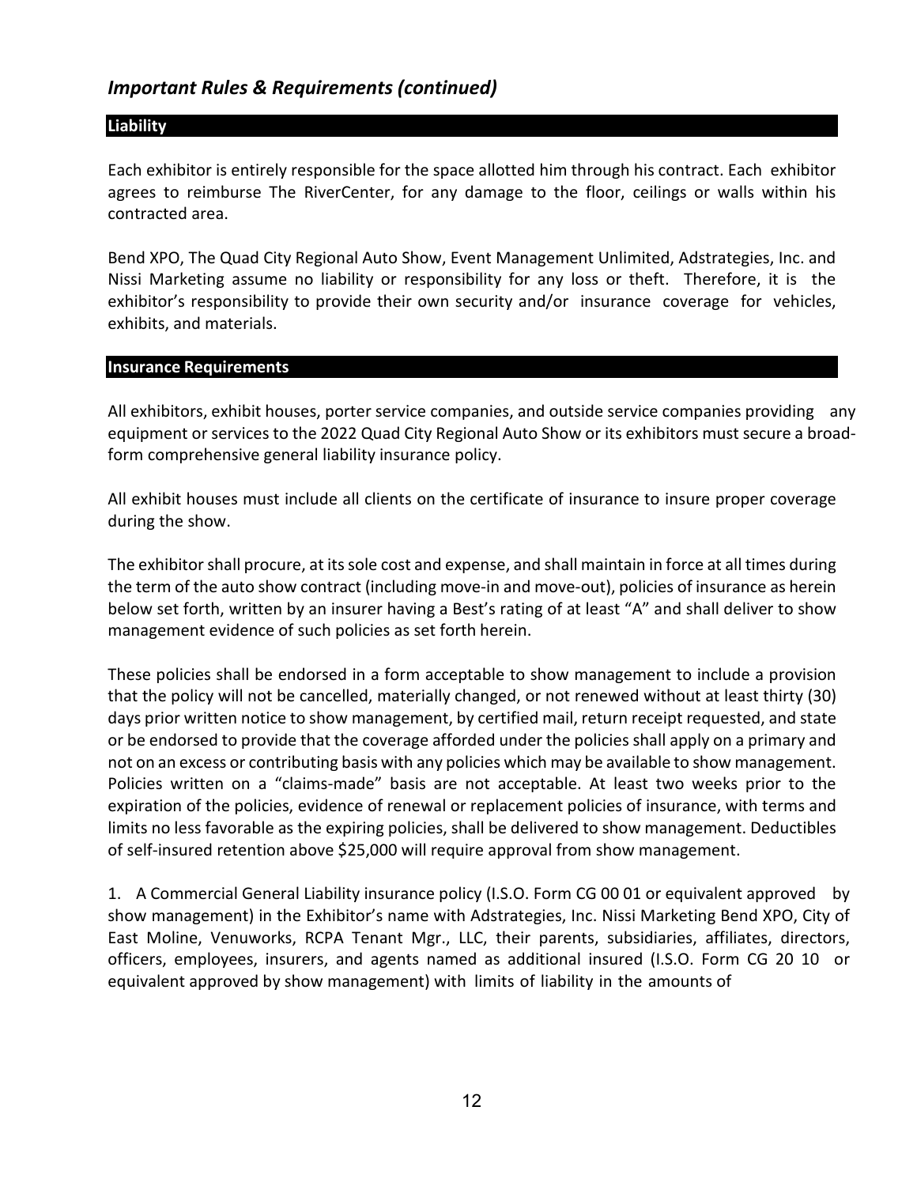## *Important Rules & Requirements (continued)*

### Liability

Each exhibitor is entirely responsible for the space allotted him through his contract. Each exhibitor agrees to reimburse The RiverCenter, for any damage to the floor, ceilings or walls within his contracted area.

Bend XPO, The Quad City Regional Auto Show, Event Management Unlimited, Adstrategies, Inc. and Nissi Marketing assume no liability or responsibility for any loss or theft. Therefore, it is the exhibitor's responsibility to provide their own security and/or insurance coverage for vehicles, exhibits, and materials.

### Insurance Requirements

All exhibitors, exhibit houses, porter service companies, and outside service companies providing any equipment or services to the 2022 Quad City Regional Auto Show or its exhibitors must secure a broad-form comprehensive general liability insurance policy.

All exhibit houses must include all clients on the certificate of insurance to insure proper coverage during the show.

The exhibitor shall procure, at its sole cost and expense, and shall maintain in force at all times during the term of the auto show contract (including move-in and move-out), policies of insurance as herein below set forth, written by an insurer having a Best's rating of at least "A" and shall deliver to show management evidence of such policies as set forth herein.

These policies shall be endorsed in a form acceptable to show management to include a provision that the policy will not be cancelled, materially changed, or not renewed without at least thirty (30) days prior written notice to show management, by certified mail, return receipt requested, and state or be endorsed to provide that the coverage afforded under the policies shall apply on a primary and not on an excess or contributing basis with any policies which may be available to show management. Policies written on a "claims-made" basis are not acceptable. At least two weeks prior to the expiration of the policies, evidence of renewal or replacement policies of insurance, with terms and limits no less favorable as the expiring policies, shall be delivered to show management. Deductibles of self-insured retention above $25,000 will require approval from show management.

1. A Commercial General Liability insurance policy (I.S.O. Form CG 00 01 or equivalent approved by show management) in the Exhibitor's name with Adstrategies, Inc. Nissi Marketing Bend XPO, City of East Moline, Venuworks, RCPA Tenant Mgr., LLC, their parents, subsidiaries, affiliates, directors, officers, employees, insurers, and agents named as additional insured (I.S.O. Form CG 20 10 or equivalent approved by show management) with limits of liability in the amounts of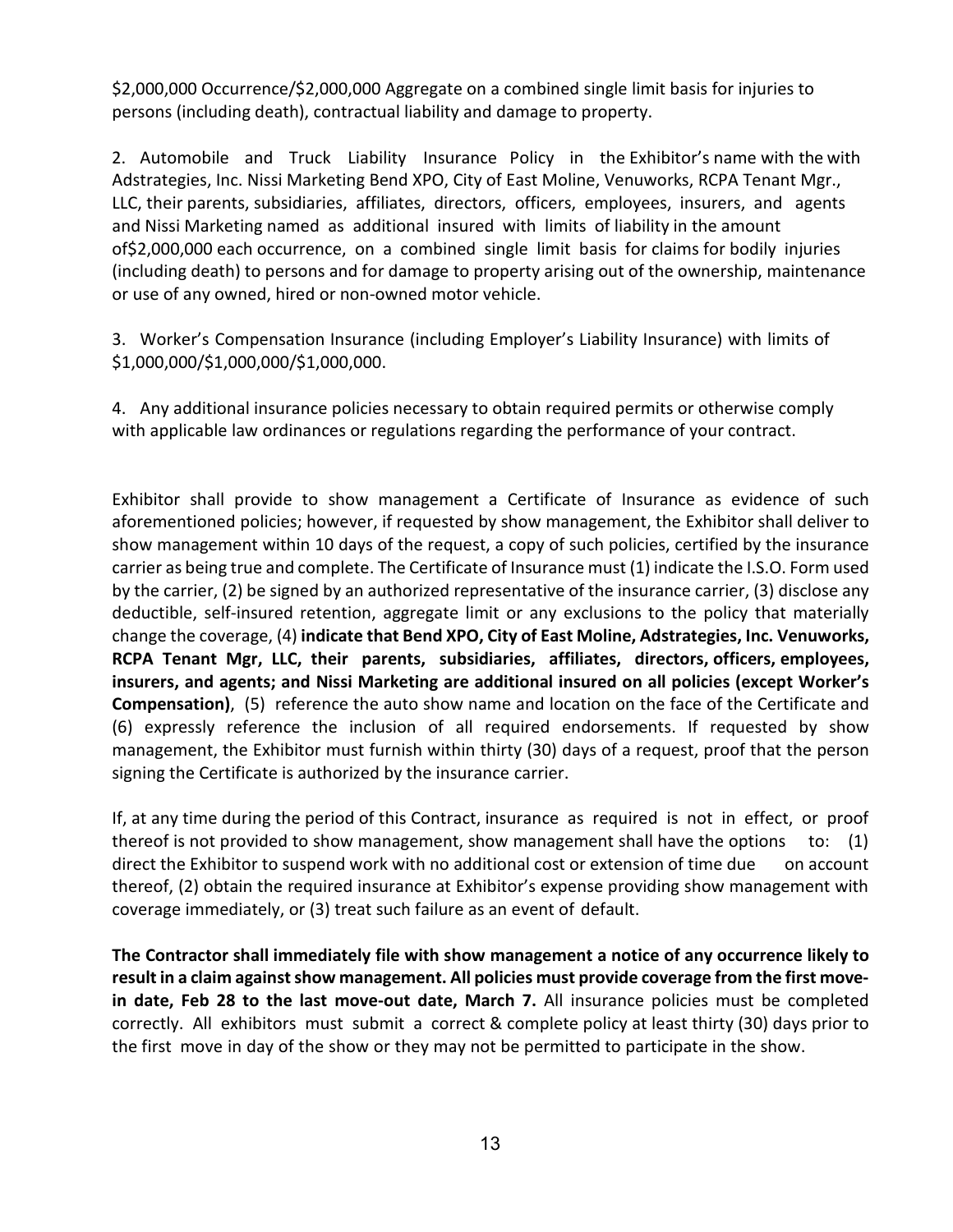$2,000,000 Occurrence/$2,000,000 Aggregate on a combined single limit basis for injuries to persons (including death), contractual liability and damage to property.

2. Automobile and Truck Liability Insurance Policy in the Exhibitor's name with the with Adstrategies, Inc. Nissi Marketing Bend XPO, City of East Moline, Venuworks, RCPA Tenant Mgr., LLC, their parents, subsidiaries, affiliates, directors, officers, employees, insurers, and agents and Nissi Marketing named as additional insured with limits of liability in the amount of$2,000,000 each occurrence, on a combined single limit basis for claims for bodily injuries (including death) to persons and for damage to property arising out of the ownership, maintenance or use of any owned, hired or non-owned motor vehicle.

3. Worker's Compensation Insurance (including Employer's Liability Insurance) with limits of $1,000,000/$1,000,000/$1,000,000.

4. Any additional insurance policies necessary to obtain required permits or otherwise comply with applicable law ordinances or regulations regarding the performance of your contract.

Exhibitor shall provide to show management a Certificate of Insurance as evidence of such aforementioned policies; however, if requested by show management, the Exhibitor shall deliver to show management within 10 days of the request, a copy of such policies, certified by the insurance carrier as being true and complete. The Certificate of Insurance must (1) indicate the I.S.O. Form used by the carrier, (2) be signed by an authorized representative of the insurance carrier, (3) disclose any deductible, self-insured retention, aggregate limit or any exclusions to the policy that materially change the coverage, (4) **indicate that Bend XPO, City of East Moline, Adstrategies, Inc. Venuworks, RCPA Tenant Mgr, LLC, their parents, subsidiaries, affiliates, directors, officers, employees, insurers, and agents; and Nissi Marketing are additional insured on all policies (except Worker's Compensation)**, (5) reference the auto show name and location on the face of the Certificate and (6) expressly reference the inclusion of all required endorsements. If requested by show management, the Exhibitor must furnish within thirty (30) days of a request, proof that the person signing the Certificate is authorized by the insurance carrier.

If, at any time during the period of this Contract, insurance as required is not in effect, or proof thereof is not provided to show management, show management shall have the options to: (1) direct the Exhibitor to suspend work with no additional cost or extension of time due on account thereof, (2) obtain the required insurance at Exhibitor's expense providing show management with coverage immediately, or (3) treat such failure as an event of default.

**The Contractor shall immediately file with show management a notice of any occurrence likely to result in a claim against show management. All policies must provide coverage from the first move-in date, Feb 28 to the last move-out date, March 7.** All insurance policies must be completed correctly. All exhibitors must submit a correct & complete policy at least thirty (30) days prior to the first move in day of the show or they may not be permitted to participate in the show.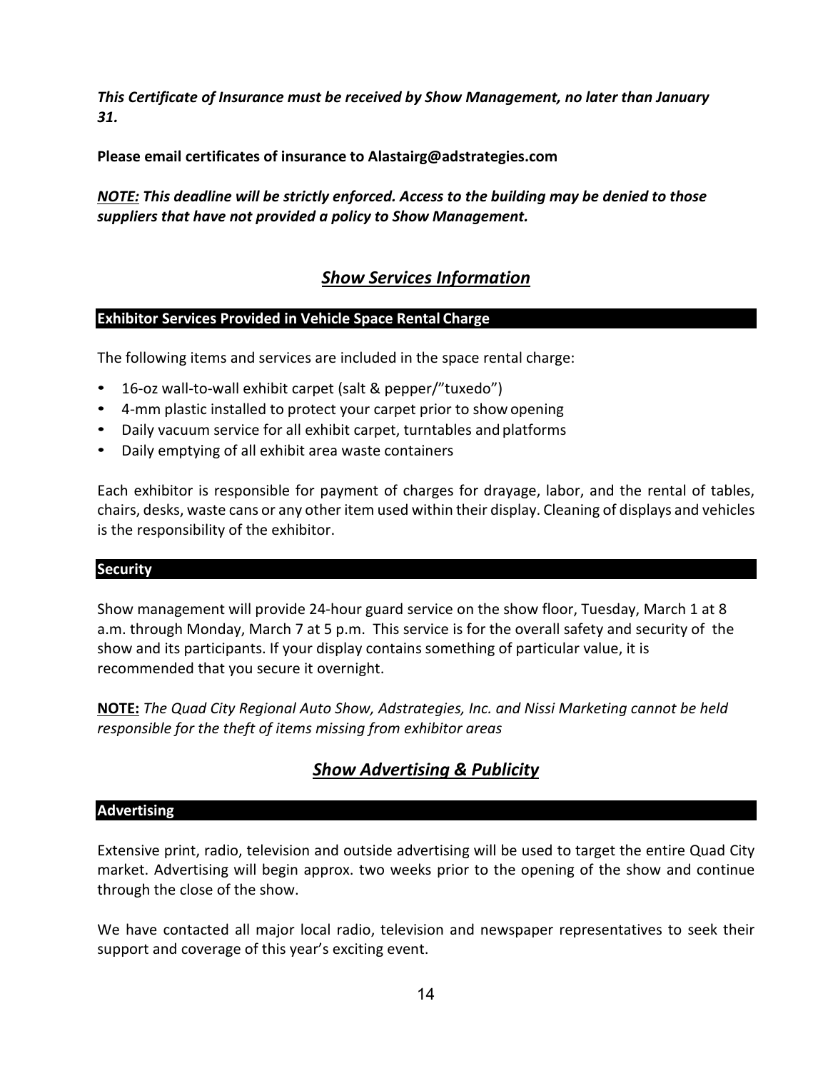***This Certificate of Insurance must be received by Show Management, no later than January 31.***

**Please email certificates of insurance to Alastairg@adstrategies.com**

***NOTE:* *This deadline will be strictly enforced. Access to the building may be denied to those suppliers that have not provided a policy to Show Management.***

## *Show Services Information*

### Exhibitor Services Provided in Vehicle Space Rental Charge

The following items and services are included in the space rental charge:

- 16-oz wall-to-wall exhibit carpet (salt & pepper/"tuxedo")
- 4-mm plastic installed to protect your carpet prior to show opening
- Daily vacuum service for all exhibit carpet, turntables and platforms
- Daily emptying of all exhibit area waste containers

Each exhibitor is responsible for payment of charges for drayage, labor, and the rental of tables, chairs, desks, waste cans or any other item used within their display. Cleaning of displays and vehicles is the responsibility of the exhibitor.

### Security

Show management will provide 24-hour guard service on the show floor, Tuesday, March 1 at 8 a.m. through Monday, March 7 at 5 p.m. This service is for the overall safety and security of the show and its participants. If your display contains something of particular value, it is recommended that you secure it overnight.

**NOTE:** *The Quad City Regional Auto Show, Adstrategies, Inc. and Nissi Marketing cannot be held responsible for the theft of items missing from exhibitor areas*

## *Show Advertising & Publicity*

### Advertising

Extensive print, radio, television and outside advertising will be used to target the entire Quad City market. Advertising will begin approx. two weeks prior to the opening of the show and continue through the close of the show.

We have contacted all major local radio, television and newspaper representatives to seek their support and coverage of this year's exciting event.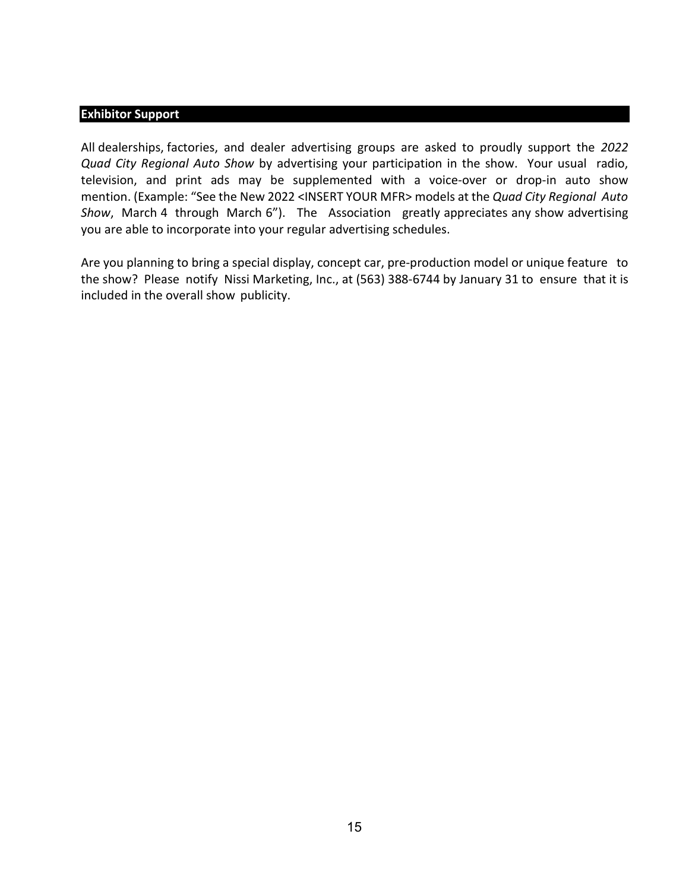## Exhibitor Support

All dealerships, factories, and dealer advertising groups are asked to proudly support the *2022 Quad City Regional Auto Show* by advertising your participation in the show. Your usual radio, television, and print ads may be supplemented with a voice-over or drop-in auto show mention. (Example: "See the New 2022 <INSERT YOUR MFR> models at the *Quad City Regional Auto Show*, March 4 through March 6"). The Association greatly appreciates any show advertising you are able to incorporate into your regular advertising schedules.

Are you planning to bring a special display, concept car, pre-production model or unique feature to the show? Please notify Nissi Marketing, Inc., at (563) 388-6744 by January 31 to ensure that it is included in the overall show publicity.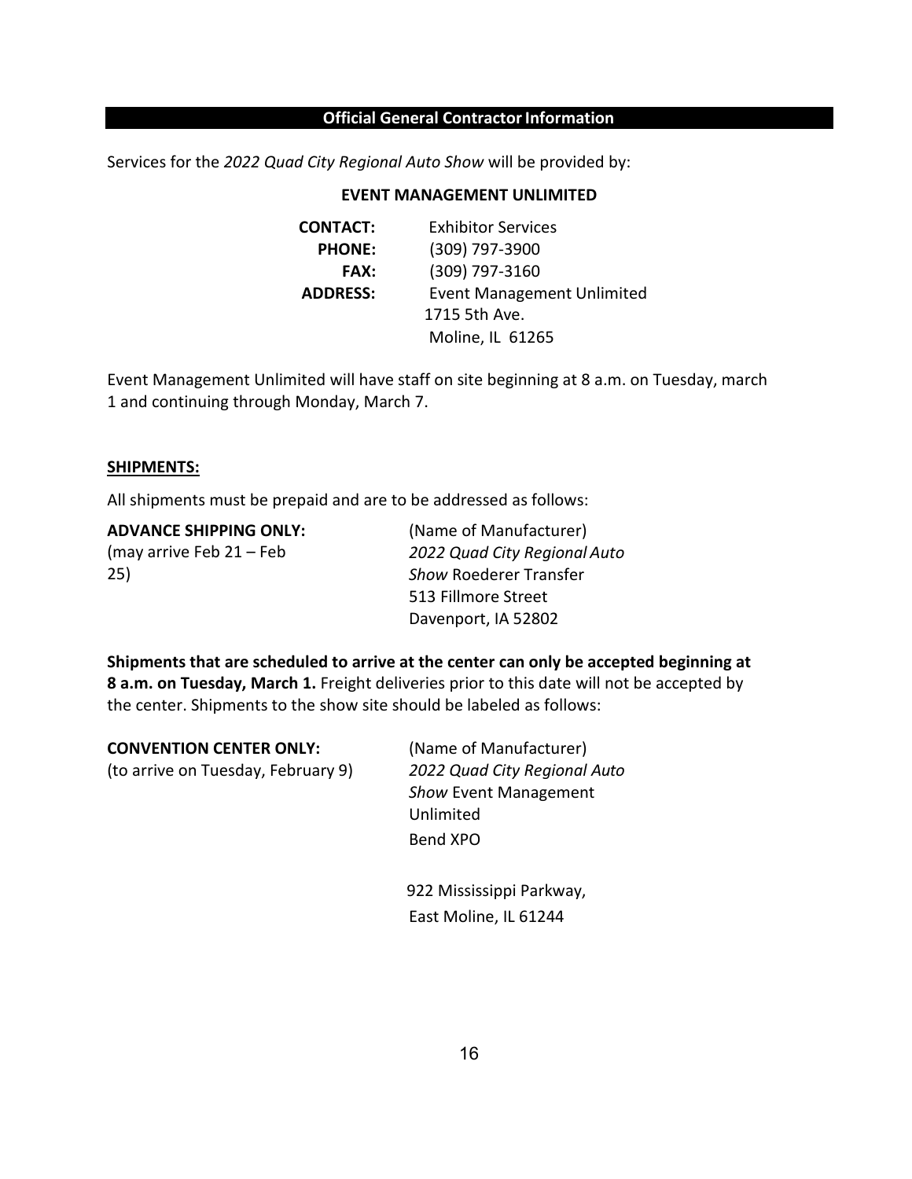## Official General Contractor Information

Services for the *2022 Quad City Regional Auto Show* will be provided by:

**EVENT MANAGEMENT UNLIMITED**

**CONTACT:** Exhibitor Services
**PHONE:** (309) 797-3900
**FAX:** (309) 797-3160
**ADDRESS:** Event Management Unlimited
1715 5th Ave.
Moline, IL 61265

Event Management Unlimited will have staff on site beginning at 8 a.m. on Tuesday, march 1 and continuing through Monday, March 7.

**SHIPMENTS:**

All shipments must be prepaid and are to be addressed as follows:

**ADVANCE SHIPPING ONLY:**
(may arrive Feb 21 – Feb 25)

(Name of Manufacturer)
*2022 Quad City Regional Auto Show* Roederer Transfer
513 Fillmore Street
Davenport, IA 52802

**Shipments that are scheduled to arrive at the center can only be accepted beginning at 8 a.m. on Tuesday, March 1.** Freight deliveries prior to this date will not be accepted by the center. Shipments to the show site should be labeled as follows:

**CONVENTION CENTER ONLY:**
(to arrive on Tuesday, February 9)

(Name of Manufacturer)
*2022 Quad City Regional Auto Show* Event Management Unlimited
Bend XPO

922 Mississippi Parkway,
East Moline, IL 61244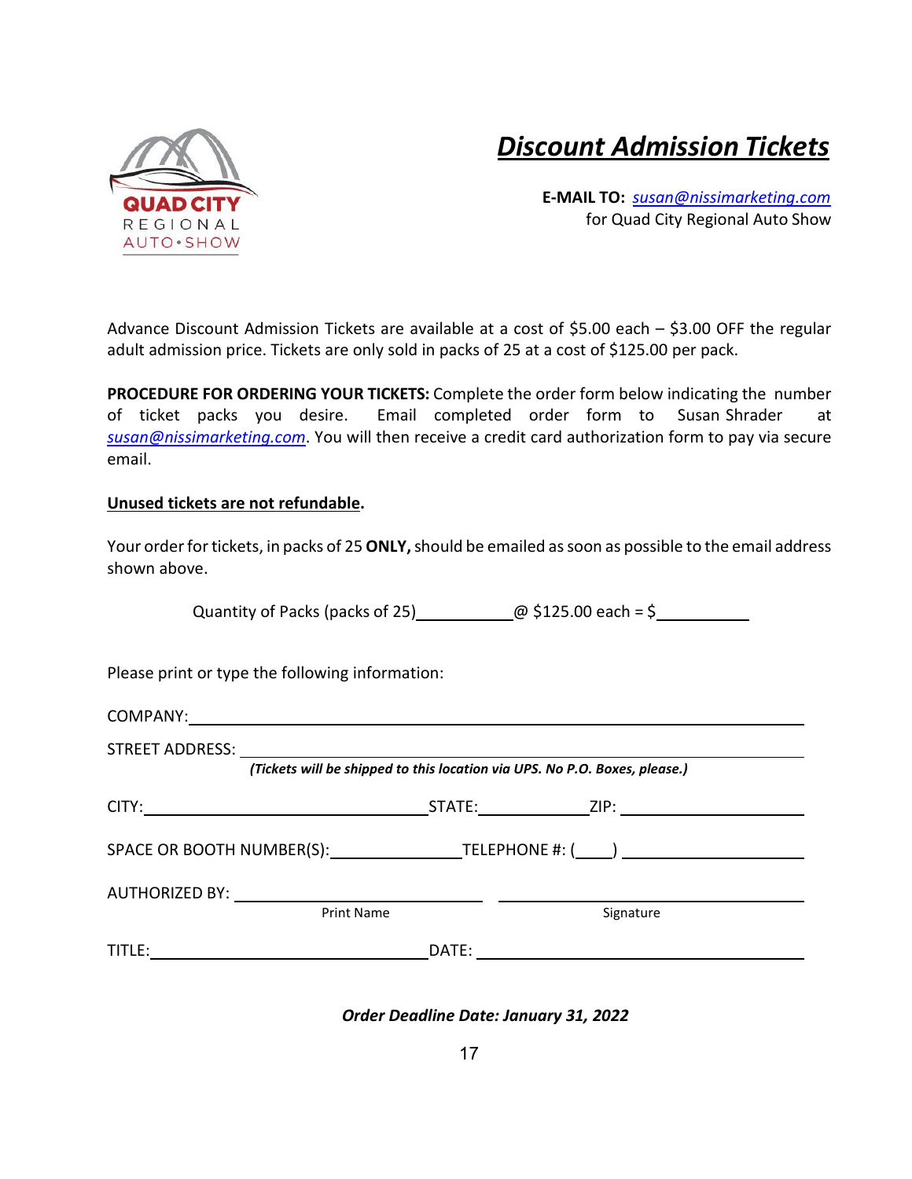QUAD CITY
REGIONAL
AUTO•SHOW

# ***Discount Admission Tickets***

**E-MAIL TO:** *susan@nissimarketing.com*
for Quad City Regional Auto Show

Advance Discount Admission Tickets are available at a cost of $5.00 each – $3.00 OFF the regular adult admission price. Tickets are only sold in packs of 25 at a cost of $125.00 per pack.

**PROCEDURE FOR ORDERING YOUR TICKETS:** Complete the order form below indicating the number of ticket packs you desire. Email completed order form to Susan Shrader at *susan@nissimarketing.com*. You will then receive a credit card authorization form to pay via secure email.

**Unused tickets are not refundable.**

Your order for tickets, in packs of 25 **ONLY,** should be emailed as soon as possible to the email address shown above.

Quantity of Packs (packs of 25)___________@ $125.00 each = $___________

Please print or type the following information:

COMPANY:______________________________________________________________

STREET ADDRESS: _______________________________________________________

***(Tickets will be shipped to this location via UPS. No P.O. Boxes, please.)***

CITY:_________________________STATE:__________ZIP: __________________

SPACE OR BOOTH NUMBER(S):______________TELEPHONE #: (____) __________________

AUTHORIZED BY: ___________________________ ___________________________

Print Name Signature

TITLE:_________________________DATE: ________________________________

***Order Deadline Date: January 31, 2022***